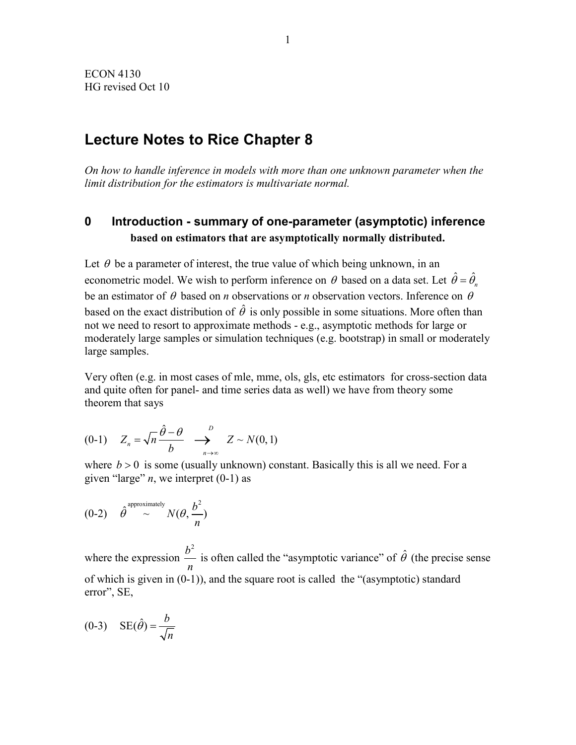ECON 4130
HG revised Oct 10

# Lecture Notes to Rice Chapter 8

*On how to handle inference in models with more than one unknown parameter when the limit distribution for the estimators is multivariate normal.*

## 0 Introduction - summary of one-parameter (asymptotic) inference

**based on estimators that are asymptotically normally distributed.**

Let $\theta$ be a parameter of interest, the true value of which being unknown, in an econometric model. We wish to perform inference on $\theta$ based on a data set. Let $\hat{\theta} = \hat{\theta}_n$ be an estimator of $\theta$ based on *n* observations or *n* observation vectors. Inference on $\theta$ based on the exact distribution of $\hat{\theta}$ is only possible in some situations. More often than not we need to resort to approximate methods - e.g., asymptotic methods for large or moderately large samples or simulation techniques (e.g. bootstrap) in small or moderately large samples.

Very often (e.g. in most cases of mle, mme, ols, gls, etc estimators for cross-section data and quite often for panel- and time series data as well) we have from theory some theorem that says

$$\text{(0-1)} \quad Z_n = \sqrt{n}\frac{\hat{\theta} - \theta}{b} \underset{n \to \infty}{\overset{D}{\longrightarrow}} Z \sim N(0,1)$$

where $b > 0$ is some (usually unknown) constant. Basically this is all we need. For a given "large" *n*, we interpret (0-1) as

$$\text{(0-2)} \quad \hat{\theta} \overset{\text{approximately}}{\sim} N(\theta, \frac{b^2}{n})$$

where the expression $\frac{b^2}{n}$ is often called the "asymptotic variance" of $\hat{\theta}$ (the precise sense of which is given in (0-1)), and the square root is called the "(asymptotic) standard error", SE,

$$\text{(0-3)} \quad \text{SE}(\hat{\theta}) = \frac{b}{\sqrt{n}}$$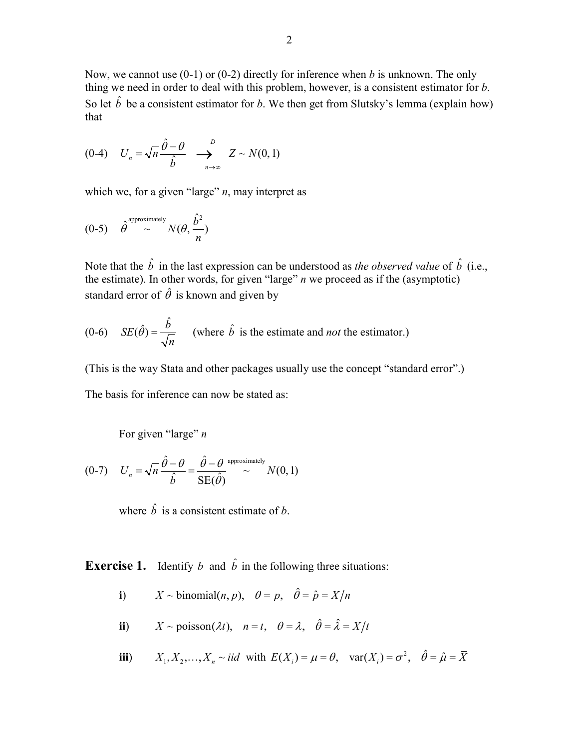Now, we cannot use (0-1) or (0-2) directly for inference when $b$ is unknown. The only thing we need in order to deal with this problem, however, is a consistent estimator for $b$. So let $\hat{b}$ be a consistent estimator for $b$. We then get from Slutsky's lemma (explain how) that

$$\text{(0-4)} \quad U_n = \sqrt{n}\,\frac{\hat{\theta}-\theta}{\hat{b}} \underset{n\to\infty}{\overset{D}{\longrightarrow}} Z \sim N(0,1)$$

which we, for a given "large" $n$, may interpret as

$$\text{(0-5)} \quad \hat{\theta} \overset{\text{approximately}}{\sim} N(\theta, \frac{\hat{b}^2}{n})$$

Note that the $\hat{b}$ in the last expression can be understood as *the observed value* of $\hat{b}$ (i.e., the estimate). In other words, for given "large" $n$ we proceed as if the (asymptotic) standard error of $\hat{\theta}$ is known and given by

$$\text{(0-6)} \quad SE(\hat{\theta}) = \frac{\hat{b}}{\sqrt{n}} \qquad \text{(where } \hat{b} \text{ is the estimate and } \textit{not} \text{ the estimator.)}$$

(This is the way Stata and other packages usually use the concept "standard error".)

The basis for inference can now be stated as:

For given "large" $n$

$$\text{(0-7)} \quad U_n = \sqrt{n}\,\frac{\hat{\theta}-\theta}{\hat{b}} = \frac{\hat{\theta}-\theta}{\text{SE}(\hat{\theta})} \overset{\text{approximately}}{\sim} N(0,1)$$

where $\hat{b}$ is a consistent estimate of $b$.

**Exercise 1.** Identify $b$ and $\hat{b}$ in the following three situations:

**i**) $X \sim \text{binomial}(n, p), \quad \theta = p, \quad \hat{\theta} = \hat{p} = X/n$

**ii**) $X \sim \text{poisson}(\lambda t), \quad n = t, \quad \theta = \lambda, \quad \hat{\theta} = \hat{\lambda} = X/t$

**iii**) $X_1, X_2, \ldots, X_n \sim iid$ with $E(X_i) = \mu = \theta, \quad \text{var}(X_i) = \sigma^2, \quad \hat{\theta} = \hat{\mu} = \overline{X}$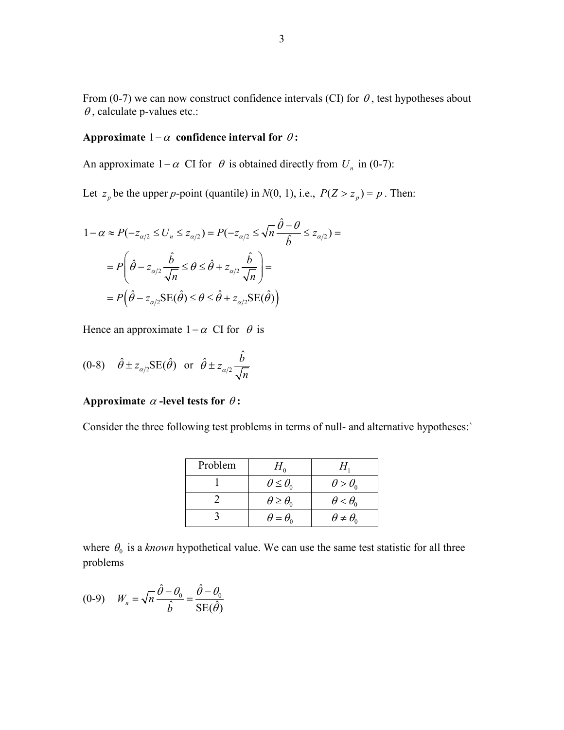From (0-7) we can now construct confidence intervals (CI) for $\theta$, test hypotheses about $\theta$, calculate p-values etc.:

**Approximate $1-\alpha$ confidence interval for $\theta$:**

An approximate $1-\alpha$ CI for $\theta$ is obtained directly from $U_n$ in (0-7):

Let $z_p$ be the upper *p*-point (quantile) in *N*(0, 1), i.e., $P(Z > z_p) = p$. Then:

$$
\begin{aligned}
1-\alpha &\approx P(-z_{\alpha/2} \le U_n \le z_{\alpha/2}) = P(-z_{\alpha/2} \le \sqrt{n}\frac{\hat{\theta}-\theta}{\hat{b}} \le z_{\alpha/2}) = \\
&= P\left(\hat{\theta} - z_{\alpha/2}\frac{\hat{b}}{\sqrt{n}} \le \theta \le \hat{\theta} + z_{\alpha/2}\frac{\hat{b}}{\sqrt{n}}\right) = \\
&= P\left(\hat{\theta} - z_{\alpha/2}\text{SE}(\hat{\theta}) \le \theta \le \hat{\theta} + z_{\alpha/2}\text{SE}(\hat{\theta})\right)
\end{aligned}
$$

Hence an approximate $1-\alpha$ CI for $\theta$ is

(0-8) $\quad \hat{\theta} \pm z_{\alpha/2}\text{SE}(\hat{\theta})$ or $\hat{\theta} \pm z_{\alpha/2}\dfrac{\hat{b}}{\sqrt{n}}$

**Approximate $\alpha$-level tests for $\theta$:**

Consider the three following test problems in terms of null- and alternative hypotheses:`

| Problem | $H_0$ | $H_1$ |
|---|---|---|
| 1 | $\theta \le \theta_0$ | $\theta > \theta_0$ |
| 2 | $\theta \ge \theta_0$ | $\theta < \theta_0$ |
| 3 | $\theta = \theta_0$ | $\theta \ne \theta_0$ |

where $\theta_0$ is a *known* hypothetical value. We can use the same test statistic for all three problems

(0-9) $\quad W_n = \sqrt{n}\dfrac{\hat{\theta}-\theta_0}{\hat{b}} = \dfrac{\hat{\theta}-\theta_0}{\text{SE}(\hat{\theta})}$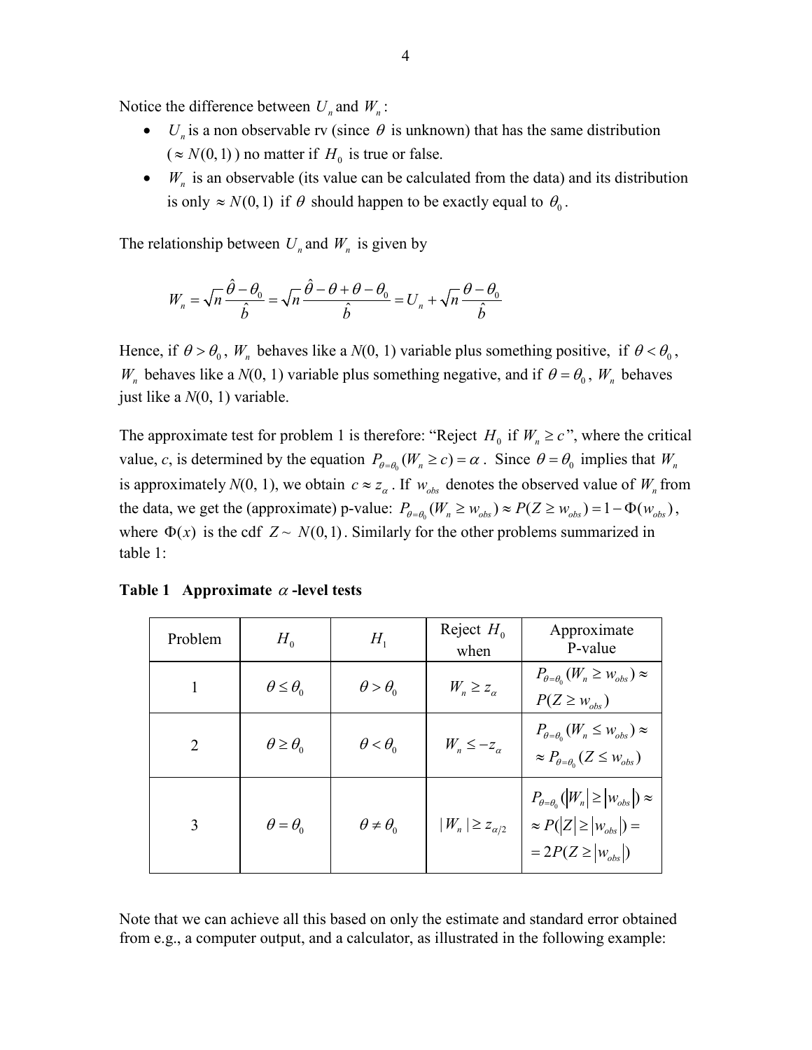Notice the difference between $U_n$ and $W_n$:

- $U_n$ is a non observable rv (since $\theta$ is unknown) that has the same distribution ($\approx N(0,1)$) no matter if $H_0$ is true or false.
- $W_n$ is an observable (its value can be calculated from the data) and its distribution is only $\approx N(0,1)$ if $\theta$ should happen to be exactly equal to $\theta_0$.

The relationship between $U_n$ and $W_n$ is given by

$$W_n = \sqrt{n}\frac{\hat{\theta}-\theta_0}{\hat{b}} = \sqrt{n}\frac{\hat{\theta}-\theta+\theta-\theta_0}{\hat{b}} = U_n + \sqrt{n}\frac{\theta-\theta_0}{\hat{b}}$$

Hence, if $\theta > \theta_0$, $W_n$ behaves like a $N(0, 1)$ variable plus something positive, if $\theta < \theta_0$, $W_n$ behaves like a $N(0, 1)$ variable plus something negative, and if $\theta = \theta_0$, $W_n$ behaves just like a $N(0, 1)$ variable.

The approximate test for problem 1 is therefore: "Reject $H_0$ if $W_n \geq c$", where the critical value, $c$, is determined by the equation $P_{\theta=\theta_0}(W_n \geq c) = \alpha$. Since $\theta = \theta_0$ implies that $W_n$ is approximately $N(0, 1)$, we obtain $c \approx z_\alpha$. If $w_{obs}$ denotes the observed value of $W_n$ from the data, we get the (approximate) p-value: $P_{\theta=\theta_0}(W_n \geq w_{obs}) \approx P(Z \geq w_{obs}) = 1-\Phi(w_{obs})$, where $\Phi(x)$ is the cdf $Z \sim N(0,1)$. Similarly for the other problems summarized in table 1:

**Table 1 Approximate $\alpha$-level tests**

| Problem | $H_0$ | $H_1$ | Reject $H_0$ when | Approximate P-value |
|---|---|---|---|---|
| 1 | $\theta \leq \theta_0$ | $\theta > \theta_0$ | $W_n \geq z_\alpha$ | $P_{\theta=\theta_0}(W_n \geq w_{obs}) \approx P(Z \geq w_{obs})$ |
| 2 | $\theta \geq \theta_0$ | $\theta < \theta_0$ | $W_n \leq -z_\alpha$ | $P_{\theta=\theta_0}(W_n \leq w_{obs}) \approx \approx P_{\theta=\theta_0}(Z \leq w_{obs})$ |
| 3 | $\theta = \theta_0$ | $\theta \neq \theta_0$ | $\lvert W_n \rvert \geq z_{\alpha/2}$ | $P_{\theta=\theta_0}(\lvert W_n \rvert \geq \lvert w_{obs} \rvert) \approx \approx P(\lvert Z \rvert \geq \lvert w_{obs} \rvert) = = 2P(Z \geq \lvert w_{obs} \rvert)$ |

Note that we can achieve all this based on only the estimate and standard error obtained from e.g., a computer output, and a calculator, as illustrated in the following example: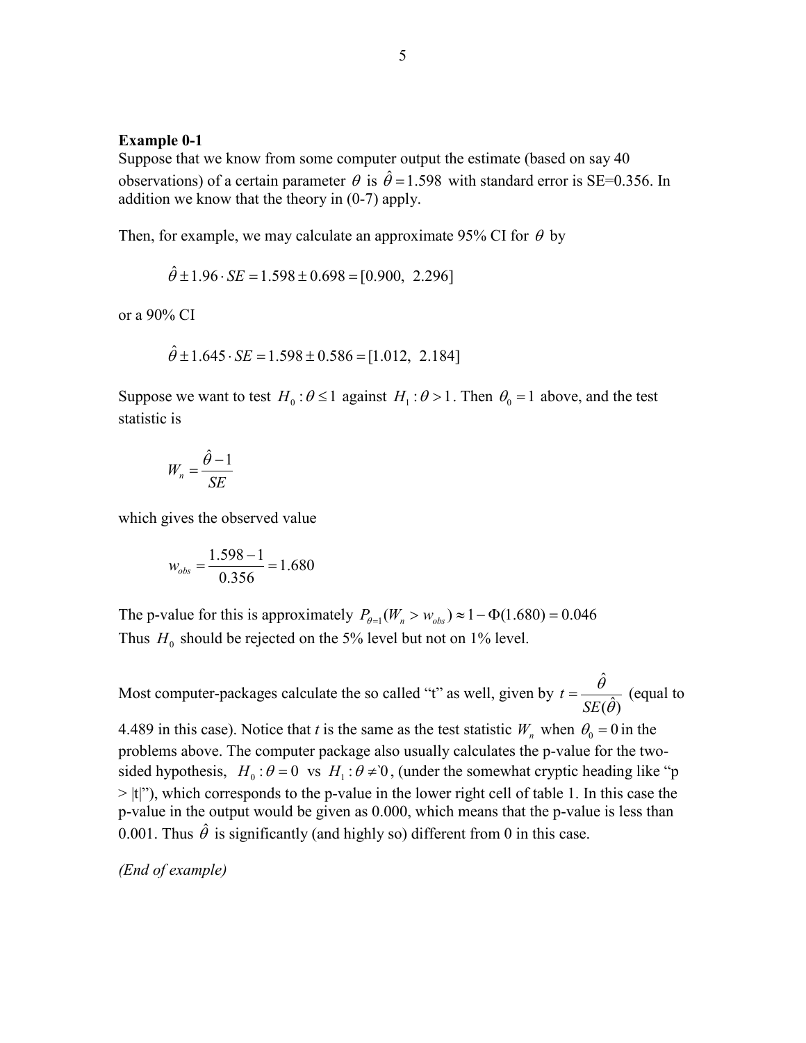**Example 0-1**

Suppose that we know from some computer output the estimate (based on say 40 observations) of a certain parameter $\theta$ is $\hat{\theta} = 1.598$ with standard error is SE=0.356. In addition we know that the theory in (0-7) apply.

Then, for example, we may calculate an approximate 95% CI for $\theta$ by

$$\hat{\theta} \pm 1.96 \cdot SE = 1.598 \pm 0.698 = [0.900,\ \ 2.296]$$

or a 90% CI

$$\hat{\theta} \pm 1.645 \cdot SE = 1.598 \pm 0.586 = [1.012,\ \ 2.184]$$

Suppose we want to test $H_0 : \theta \leq 1$ against $H_1 : \theta > 1$. Then $\theta_0 = 1$ above, and the test statistic is

$$W_n = \frac{\hat{\theta} - 1}{SE}$$

which gives the observed value

$$w_{obs} = \frac{1.598 - 1}{0.356} = 1.680$$

The p-value for this is approximately $P_{\theta=1}(W_n > w_{obs}) \approx 1 - \Phi(1.680) = 0.046$
Thus $H_0$ should be rejected on the 5% level but not on 1% level.

Most computer-packages calculate the so called "t" as well, given by $t = \dfrac{\hat{\theta}}{SE(\hat{\theta})}$ (equal to 4.489 in this case). Notice that *t* is the same as the test statistic $W_n$ when $\theta_0 = 0$ in the problems above. The computer package also usually calculates the p-value for the two-sided hypothesis, $H_0 : \theta = 0$ vs $H_1 : \theta \neq 0$, (under the somewhat cryptic heading like "p > |t|"), which corresponds to the p-value in the lower right cell of table 1. In this case the p-value in the output would be given as 0.000, which means that the p-value is less than 0.001. Thus $\hat{\theta}$ is significantly (and highly so) different from 0 in this case.

*(End of example)*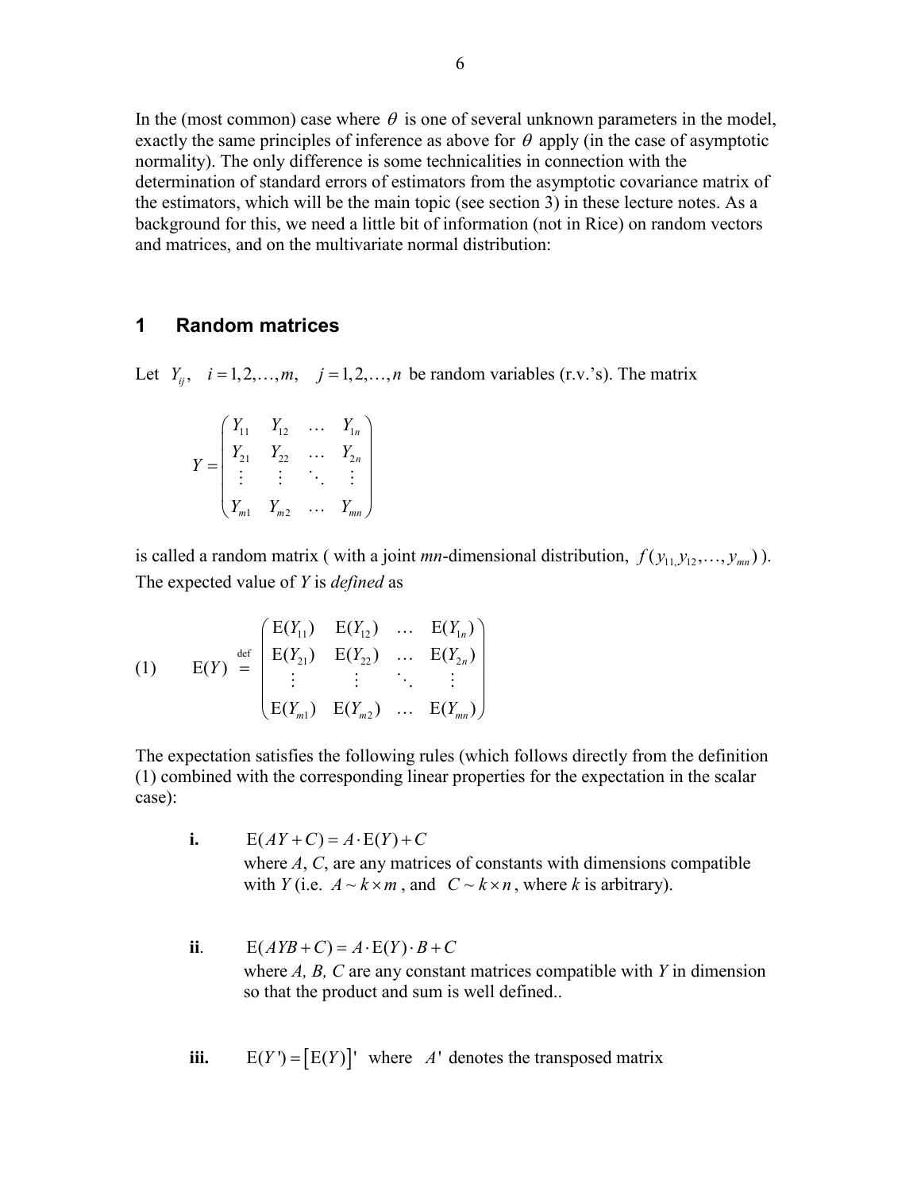In the (most common) case where $\theta$ is one of several unknown parameters in the model, exactly the same principles of inference as above for $\theta$ apply (in the case of asymptotic normality). The only difference is some technicalities in connection with the determination of standard errors of estimators from the asymptotic covariance matrix of the estimators, which will be the main topic (see section 3) in these lecture notes. As a background for this, we need a little bit of information (not in Rice) on random vectors and matrices, and on the multivariate normal distribution:

## 1 Random matrices

Let $Y_{ij}, \quad i = 1,2,\ldots,m, \quad j = 1,2,\ldots,n$ be random variables (r.v.'s). The matrix

$$Y = \begin{pmatrix} Y_{11} & Y_{12} & \ldots & Y_{1n} \\ Y_{21} & Y_{22} & \ldots & Y_{2n} \\ \vdots & \vdots & \ddots & \vdots \\ Y_{m1} & Y_{m2} & \ldots & Y_{mn} \end{pmatrix}$$

is called a random matrix ( with a joint *mn*-dimensional distribution, $f(y_{11,}y_{12},\ldots,y_{mn})$ ). The expected value of *Y* is *defined* as

$$(1) \qquad \mathrm{E}(Y) \stackrel{\text{def}}{=} \begin{pmatrix} \mathrm{E}(Y_{11}) & \mathrm{E}(Y_{12}) & \ldots & \mathrm{E}(Y_{1n}) \\ \mathrm{E}(Y_{21}) & \mathrm{E}(Y_{22}) & \ldots & \mathrm{E}(Y_{2n}) \\ \vdots & \vdots & \ddots & \vdots \\ \mathrm{E}(Y_{m1}) & \mathrm{E}(Y_{m2}) & \ldots & \mathrm{E}(Y_{mn}) \end{pmatrix}$$

The expectation satisfies the following rules (which follows directly from the definition (1) combined with the corresponding linear properties for the expectation in the scalar case):

**i.** $\mathrm{E}(AY + C) = A \cdot \mathrm{E}(Y) + C$
where *A*, *C*, are any matrices of constants with dimensions compatible with *Y* (i.e. $A \sim k \times m$ , and $C \sim k \times n$, where *k* is arbitrary).

**ii**. $\mathrm{E}(AYB + C) = A \cdot \mathrm{E}(Y) \cdot B + C$
where *A, B, C* are any constant matrices compatible with *Y* in dimension so that the product and sum is well defined..

**iii.** $\mathrm{E}(Y') = \left[\mathrm{E}(Y)\right]'$ where $A'$ denotes the transposed matrix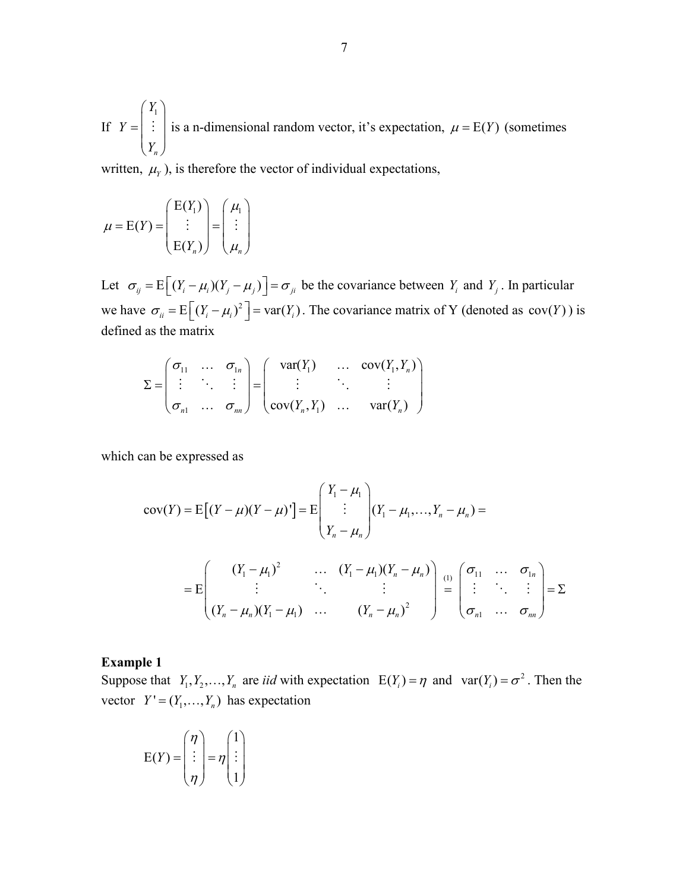If $Y = \begin{pmatrix} Y_1 \\ \vdots \\ Y_n \end{pmatrix}$ is a n-dimensional random vector, it's expectation, $\mu = \mathrm{E}(Y)$ (sometimes written, $\mu_Y$), is therefore the vector of individual expectations,

$$\mu = \mathrm{E}(Y) = \begin{pmatrix} \mathrm{E}(Y_1) \\ \vdots \\ \mathrm{E}(Y_n) \end{pmatrix} = \begin{pmatrix} \mu_1 \\ \vdots \\ \mu_n \end{pmatrix}$$

Let $\sigma_{ij} = \mathrm{E}\left[(Y_i - \mu_i)(Y_j - \mu_j)\right] = \sigma_{ji}$ be the covariance between $Y_i$ and $Y_j$. In particular we have $\sigma_{ii} = \mathrm{E}\left[(Y_i - \mu_i)^2\right] = \mathrm{var}(Y_i)$. The covariance matrix of Y (denoted as $\mathrm{cov}(Y)$) is defined as the matrix

$$\Sigma = \begin{pmatrix} \sigma_{11} & \dots & \sigma_{1n} \\ \vdots & \ddots & \vdots \\ \sigma_{n1} & \dots & \sigma_{nn} \end{pmatrix} = \begin{pmatrix} \mathrm{var}(Y_1) & \dots & \mathrm{cov}(Y_1, Y_n) \\ \vdots & \ddots & \vdots \\ \mathrm{cov}(Y_n, Y_1) & \dots & \mathrm{var}(Y_n) \end{pmatrix}$$

which can be expressed as

$$\mathrm{cov}(Y) = \mathrm{E}\left[(Y - \mu)(Y - \mu)'\right] = \mathrm{E}\begin{pmatrix} Y_1 - \mu_1 \\ \vdots \\ Y_n - \mu_n \end{pmatrix}(Y_1 - \mu_1, \dots, Y_n - \mu_n) =$$

$$= \mathrm{E}\begin{pmatrix} (Y_1 - \mu_1)^2 & \dots & (Y_1 - \mu_1)(Y_n - \mu_n) \\ \vdots & \ddots & \vdots \\ (Y_n - \mu_n)(Y_1 - \mu_1) & \dots & (Y_n - \mu_n)^2 \end{pmatrix} \overset{(1)}{=} \begin{pmatrix} \sigma_{11} & \dots & \sigma_{1n} \\ \vdots & \ddots & \vdots \\ \sigma_{n1} & \dots & \sigma_{nn} \end{pmatrix} = \Sigma$$

**Example 1**

Suppose that $Y_1, Y_2, \dots, Y_n$ are *iid* with expectation $\mathrm{E}(Y_i) = \eta$ and $\mathrm{var}(Y_i) = \sigma^2$. Then the vector $Y' = (Y_1, \dots, Y_n)$ has expectation

$$\mathrm{E}(Y) = \begin{pmatrix} \eta \\ \vdots \\ \eta \end{pmatrix} = \eta \begin{pmatrix} 1 \\ \vdots \\ 1 \end{pmatrix}$$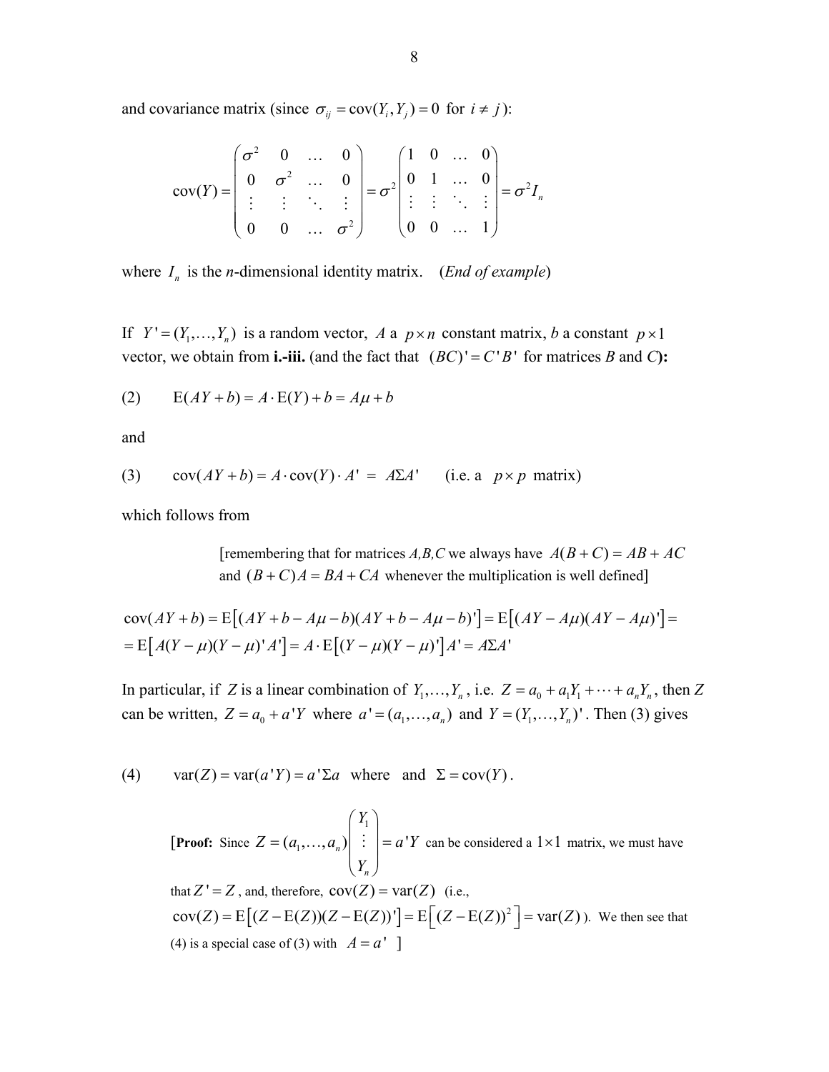and covariance matrix (since $\sigma_{ij} = \text{cov}(Y_i, Y_j) = 0$ for $i \neq j$):

$$\text{cov}(Y) = \begin{pmatrix} \sigma^2 & 0 & \dots & 0 \\ 0 & \sigma^2 & \dots & 0 \\ \vdots & \vdots & \ddots & \vdots \\ 0 & 0 & \dots & \sigma^2 \end{pmatrix} = \sigma^2 \begin{pmatrix} 1 & 0 & \dots & 0 \\ 0 & 1 & \dots & 0 \\ \vdots & \vdots & \ddots & \vdots \\ 0 & 0 & \dots & 1 \end{pmatrix} = \sigma^2 I_n$$

where $I_n$ is the *n*-dimensional identity matrix. (*End of example*)

If $Y' = (Y_1, \dots, Y_n)$ is a random vector, $A$ a $p \times n$ constant matrix, *b* a constant $p \times 1$ vector, we obtain from **i.-iii.** (and the fact that $(BC)' = C'B'$ for matrices *B* and *C*):

$$\text{(2)} \qquad \text{E}(AY + b) = A \cdot \text{E}(Y) + b = A\mu + b$$

and

$$\text{(3)} \qquad \text{cov}(AY + b) = A \cdot \text{cov}(Y) \cdot A' = A\Sigma A' \qquad \text{(i.e. a } p \times p \text{ matrix)}$$

which follows from

[remembering that for matrices *A,B,C* we always have $A(B+C) = AB + AC$ and $(B+C)A = BA + CA$ whenever the multiplication is well defined]

$$\text{cov}(AY + b) = \text{E}\left[(AY + b - A\mu - b)(AY + b - A\mu - b)'\right] = \text{E}\left[(AY - A\mu)(AY - A\mu)'\right] =$$
$$= \text{E}\left[A(Y - \mu)(Y - \mu)'A'\right] = A \cdot \text{E}\left[(Y - \mu)(Y - \mu)'\right]A' = A\Sigma A'$$

In particular, if $Z$ is a linear combination of $Y_1, \dots, Y_n$, i.e. $Z = a_0 + a_1 Y_1 + \dots + a_n Y_n$, then $Z$ can be written, $Z = a_0 + a'Y$ where $a' = (a_1, \dots, a_n)$ and $Y = (Y_1, \dots, Y_n)'$. Then (3) gives

$$\text{(4)} \qquad \text{var}(Z) = \text{var}(a'Y) = a'\Sigma a \quad \text{where} \quad \text{and} \quad \Sigma = \text{cov}(Y).$$

[**Proof:** Since $Z = (a_1, \dots, a_n)\begin{pmatrix} Y_1 \\ \vdots \\ Y_n \end{pmatrix} = a'Y$ can be considered a $1 \times 1$ matrix, we must have that $Z' = Z$, and, therefore, $\text{cov}(Z) = \text{var}(Z)$ (i.e., $\text{cov}(Z) = \text{E}\left[(Z - \text{E}(Z))(Z - \text{E}(Z))'\right] = \text{E}\left[(Z - \text{E}(Z))^2\right] = \text{var}(Z)$ ). We then see that (4) is a special case of (3) with $A = a'$ ]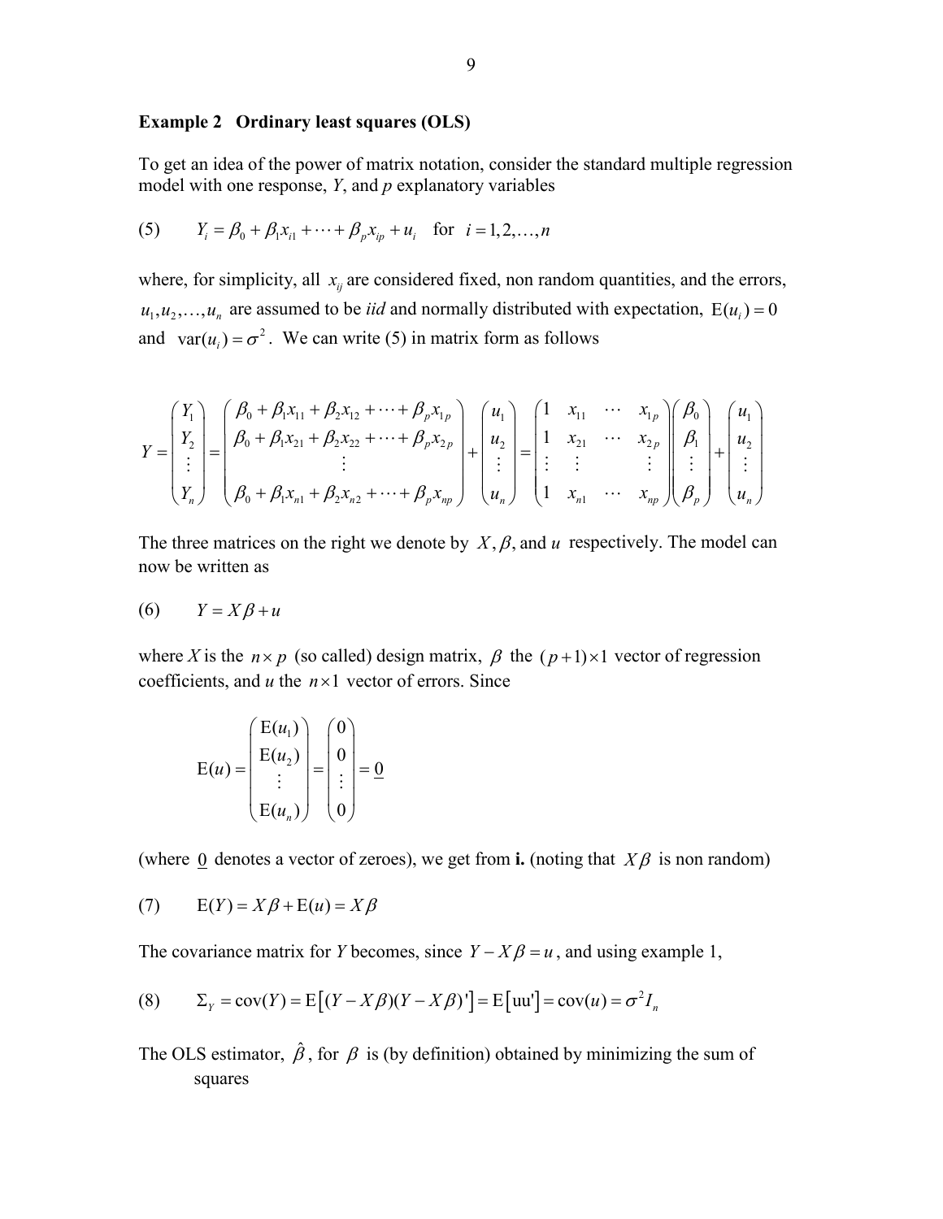**Example 2 Ordinary least squares (OLS)**

To get an idea of the power of matrix notation, consider the standard multiple regression model with one response, *Y*, and *p* explanatory variables

$$(5) \qquad Y_i = \beta_0 + \beta_1 x_{i1} + \cdots + \beta_p x_{ip} + u_i \quad \text{for} \quad i = 1, 2, \ldots, n$$

where, for simplicity, all $x_{ij}$ are considered fixed, non random quantities, and the errors, $u_1, u_2, \ldots, u_n$ are assumed to be *iid* and normally distributed with expectation, $\mathrm{E}(u_i) = 0$ and $\mathrm{var}(u_i) = \sigma^2$. We can write (5) in matrix form as follows

$$Y = \begin{pmatrix} Y_1 \\ Y_2 \\ \vdots \\ Y_n \end{pmatrix} = \begin{pmatrix} \beta_0 + \beta_1 x_{11} + \beta_2 x_{12} + \cdots + \beta_p x_{1p} \\ \beta_0 + \beta_1 x_{21} + \beta_2 x_{22} + \cdots + \beta_p x_{2p} \\ \vdots \\ \beta_0 + \beta_1 x_{n1} + \beta_2 x_{n2} + \cdots + \beta_p x_{np} \end{pmatrix} + \begin{pmatrix} u_1 \\ u_2 \\ \vdots \\ u_n \end{pmatrix} = \begin{pmatrix} 1 & x_{11} & \cdots & x_{1p} \\ 1 & x_{21} & \cdots & x_{2p} \\ \vdots & \vdots & & \vdots \\ 1 & x_{n1} & \cdots & x_{np} \end{pmatrix} \begin{pmatrix} \beta_0 \\ \beta_1 \\ \vdots \\ \beta_p \end{pmatrix} + \begin{pmatrix} u_1 \\ u_2 \\ \vdots \\ u_n \end{pmatrix}$$

The three matrices on the right we denote by $X, \beta,$ and $u$ respectively. The model can now be written as

$$(6) \qquad Y = X\beta + u$$

where *X* is the $n \times p$ (so called) design matrix, $\beta$ the $(p+1) \times 1$ vector of regression coefficients, and *u* the $n \times 1$ vector of errors. Since

$$\mathrm{E}(u) = \begin{pmatrix} \mathrm{E}(u_1) \\ \mathrm{E}(u_2) \\ \vdots \\ \mathrm{E}(u_n) \end{pmatrix} = \begin{pmatrix} 0 \\ 0 \\ \vdots \\ 0 \end{pmatrix} = \underline{0}$$

(where $\underline{0}$ denotes a vector of zeroes), we get from **i.** (noting that $X\beta$ is non random)

$$(7) \qquad \mathrm{E}(Y) = X\beta + \mathrm{E}(u) = X\beta$$

The covariance matrix for *Y* becomes, since $Y - X\beta = u$, and using example 1,

$$(8) \qquad \Sigma_Y = \mathrm{cov}(Y) = \mathrm{E}\left[(Y - X\beta)(Y - X\beta)'\right] = \mathrm{E}\left[\mathrm{uu}'\right] = \mathrm{cov}(u) = \sigma^2 I_n$$

The OLS estimator, $\hat{\beta}$, for $\beta$ is (by definition) obtained by minimizing the sum of squares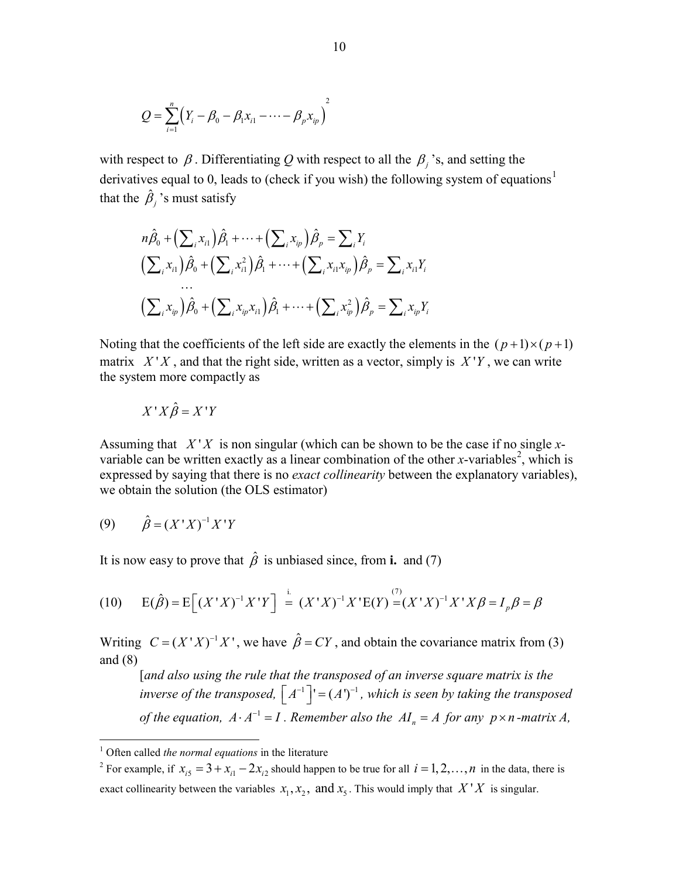$$Q = \sum_{i=1}^{n} \left( Y_i - \beta_0 - \beta_1 x_{i1} - \cdots - \beta_p x_{ip} \right)^2$$

with respect to $\beta$. Differentiating *Q* with respect to all the $\beta_j$'s, and setting the derivatives equal to 0, leads to (check if you wish) the following system of equations[1] that the $\hat{\beta}_j$'s must satisfy

$$\begin{aligned}
&n\hat{\beta}_0 + \left(\sum_i x_{i1}\right)\hat{\beta}_1 + \cdots + \left(\sum_i x_{ip}\right)\hat{\beta}_p = \sum_i Y_i \\
&\left(\sum_i x_{i1}\right)\hat{\beta}_0 + \left(\sum_i x_{i1}^2\right)\hat{\beta}_1 + \cdots + \left(\sum_i x_{i1}x_{ip}\right)\hat{\beta}_p = \sum_i x_{i1}Y_i \\
&\cdots \\
&\left(\sum_i x_{ip}\right)\hat{\beta}_0 + \left(\sum_i x_{ip}x_{i1}\right)\hat{\beta}_1 + \cdots + \left(\sum_i x_{ip}^2\right)\hat{\beta}_p = \sum_i x_{ip}Y_i
\end{aligned}$$

Noting that the coefficients of the left side are exactly the elements in the $(p+1)\times(p+1)$ matrix $X'X$, and that the right side, written as a vector, simply is $X'Y$, we can write the system more compactly as

$$X'X\hat{\beta} = X'Y$$

Assuming that $X'X$ is non singular (which can be shown to be the case if no single *x*-variable can be written exactly as a linear combination of the other *x*-variables[2], which is expressed by saying that there is no *exact collinearity* between the explanatory variables), we obtain the solution (the OLS estimator)

$$\text{(9)} \qquad \hat{\beta} = (X'X)^{-1}X'Y$$

It is now easy to prove that $\hat{\beta}$ is unbiased since, from **i.** and (7)

$$\text{(10)} \qquad \mathrm{E}(\hat{\beta}) = \mathrm{E}\left[(X'X)^{-1}X'Y\right] \overset{\text{i.}}{=} (X'X)^{-1}X'\mathrm{E}(Y) \overset{(7)}{=} (X'X)^{-1}X'X\beta = I_p\beta = \beta$$

Writing $C = (X'X)^{-1}X'$, we have $\hat{\beta} = CY$, and obtain the covariance matrix from (3) and (8)

> [*and also using the rule that the transposed of an inverse square matrix is the inverse of the transposed,* $\left[A^{-1}\right]' = (A')^{-1}$, *which is seen by taking the transposed of the equation,* $A \cdot A^{-1} = I$. *Remember also the* $AI_n = A$ *for any* $p \times n$*-matrix A,*

---

[1] Often called *the normal equations* in the literature

[2] For example, if $x_{i5} = 3 + x_{i1} - 2x_{i2}$ should happen to be true for all $i = 1, 2, \ldots, n$ in the data, there is exact collinearity between the variables $x_1, x_2,$ and $x_5$. This would imply that $X'X$ is singular.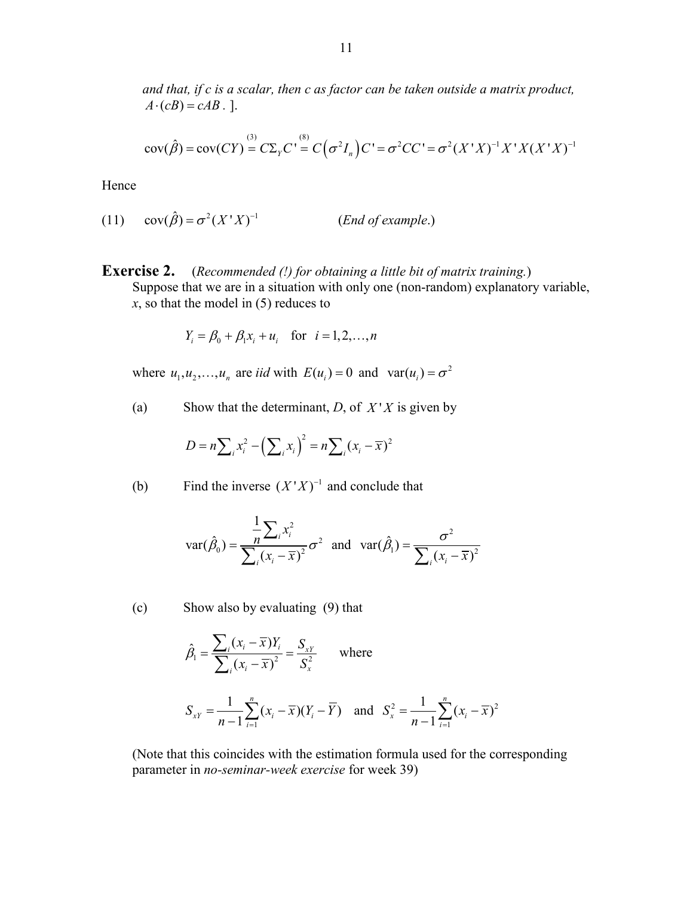*and that, if c is a scalar, then c as factor can be taken outside a matrix product,* $A \cdot (cB) = cAB$ . ].

$$\text{cov}(\hat{\beta}) = \text{cov}(CY) \overset{(3)}{=} C\Sigma_Y C' \overset{(8)}{=} C\left(\sigma^2 I_n\right)C' = \sigma^2 CC' = \sigma^2 (X'X)^{-1} X'X(X'X)^{-1}$$

Hence

$$\text{(11)} \qquad \text{cov}(\hat{\beta}) = \sigma^2 (X'X)^{-1} \qquad\qquad (\textit{End of example.})$$

**Exercise 2.** (*Recommended (!) for obtaining a little bit of matrix training.*)

Suppose that we are in a situation with only one (non-random) explanatory variable, $x$, so that the model in (5) reduces to

$$Y_i = \beta_0 + \beta_1 x_i + u_i \quad \text{for} \quad i = 1, 2, \ldots, n$$

where $u_1, u_2, \ldots, u_n$ are *iid* with $E(u_i) = 0$ and $\text{var}(u_i) = \sigma^2$

(a) Show that the determinant, $D$, of $X'X$ is given by

$$D = n\sum_i x_i^2 - \left(\sum_i x_i\right)^2 = n\sum_i (x_i - \bar{x})^2$$

(b) Find the inverse $(X'X)^{-1}$ and conclude that

$$\text{var}(\hat{\beta}_0) = \frac{\frac{1}{n}\sum_i x_i^2}{\sum_i (x_i - \bar{x})^2}\sigma^2 \quad \text{and} \quad \text{var}(\hat{\beta}_1) = \frac{\sigma^2}{\sum_i (x_i - \bar{x})^2}$$

(c) Show also by evaluating (9) that

$$\hat{\beta}_1 = \frac{\sum_i (x_i - \bar{x})Y_i}{\sum_i (x_i - \bar{x})^2} = \frac{S_{xY}}{S_x^2} \qquad \text{where}$$

$$S_{xY} = \frac{1}{n-1}\sum_{i=1}^{n}(x_i - \bar{x})(Y_i - \bar{Y}) \quad \text{and} \quad S_x^2 = \frac{1}{n-1}\sum_{i=1}^{n}(x_i - \bar{x})^2$$

(Note that this coincides with the estimation formula used for the corresponding parameter in *no-seminar-week exercise* for week 39)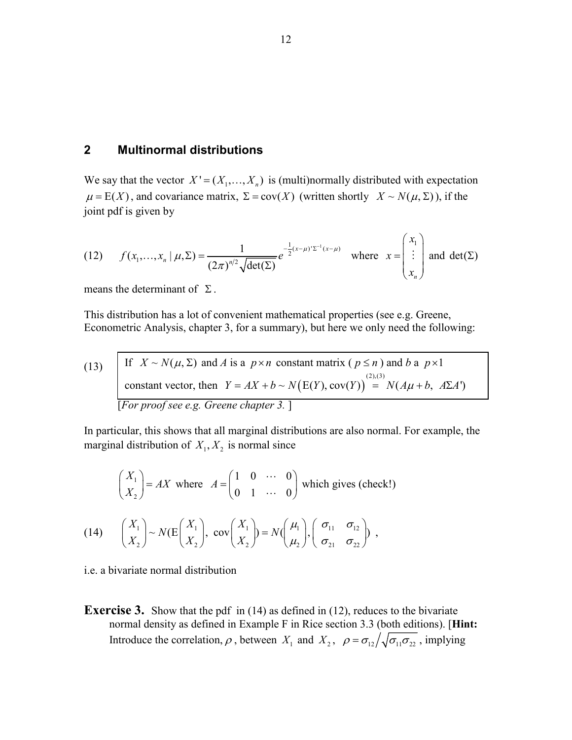## 2 Multinormal distributions

We say that the vector $X' = (X_1, \ldots, X_n)$ is (multi)normally distributed with expectation $\mu = \mathrm{E}(X)$, and covariance matrix, $\Sigma = \mathrm{cov}(X)$ (written shortly $X \sim N(\mu, \Sigma)$), if the joint pdf is given by

$$(12) \qquad f(x_1, \ldots, x_n \mid \mu, \Sigma) = \frac{1}{(2\pi)^{n/2}\sqrt{\det(\Sigma)}} e^{-\frac{1}{2}(x-\mu)'\Sigma^{-1}(x-\mu)} \quad \text{where } x = \begin{pmatrix} x_1 \\ \vdots \\ x_n \end{pmatrix} \text{ and } \det(\Sigma)$$

means the determinant of $\Sigma$.

This distribution has a lot of convenient mathematical properties (see e.g. Greene, Econometric Analysis, chapter 3, for a summary), but here we only need the following:

$$(13) \qquad \text{If } X \sim N(\mu, \Sigma) \text{ and } A \text{ is a } p \times n \text{ constant matrix } (p \le n) \text{ and } b \text{ a } p \times 1 \text{ constant vector, then } Y = AX + b \sim N\big(\mathrm{E}(Y), \mathrm{cov}(Y)\big) \overset{(2),(3)}{=} N(A\mu + b,\ A\Sigma A')$$

[*For proof see e.g. Greene chapter 3.* ]

In particular, this shows that all marginal distributions are also normal. For example, the marginal distribution of $X_1, X_2$ is normal since

$$\begin{pmatrix} X_1 \\ X_2 \end{pmatrix} = AX \text{ where } A = \begin{pmatrix} 1 & 0 & \cdots & 0 \\ 0 & 1 & \cdots & 0 \end{pmatrix} \text{ which gives (check!)}$$

$$(14) \qquad \begin{pmatrix} X_1 \\ X_2 \end{pmatrix} \sim N(\mathrm{E}\begin{pmatrix} X_1 \\ X_2 \end{pmatrix},\ \mathrm{cov}\begin{pmatrix} X_1 \\ X_2 \end{pmatrix}) = N(\begin{pmatrix} \mu_1 \\ \mu_2 \end{pmatrix}, \begin{pmatrix} \sigma_{11} & \sigma_{12} \\ \sigma_{21} & \sigma_{22} \end{pmatrix}),$$

i.e. a bivariate normal distribution

**Exercise 3.** Show that the pdf in (14) as defined in (12), reduces to the bivariate normal density as defined in Example F in Rice section 3.3 (both editions). [**Hint:** Introduce the correlation, $\rho$, between $X_1$ and $X_2$, $\rho = \sigma_{12}\big/\sqrt{\sigma_{11}\sigma_{22}}$, implying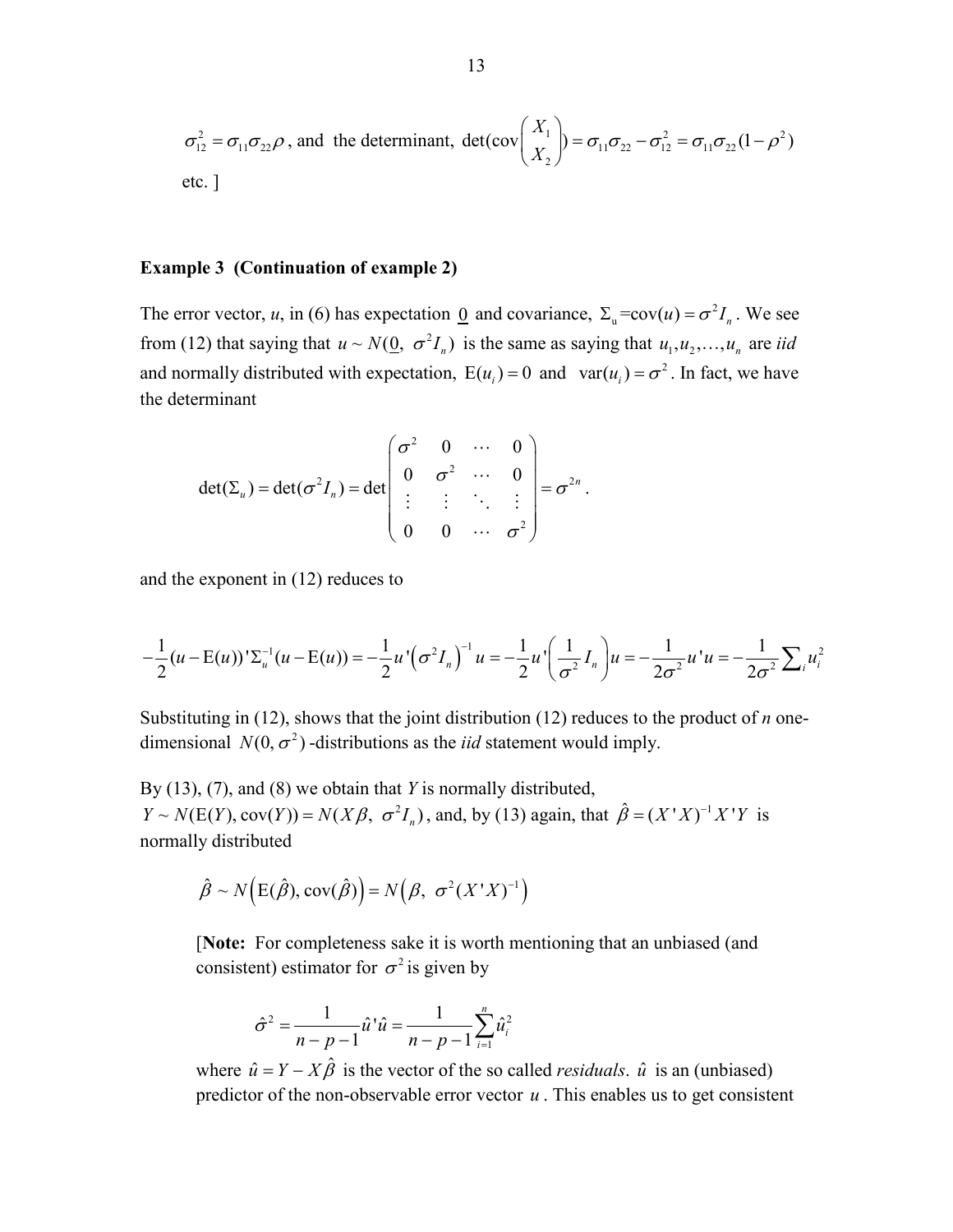$\sigma_{12}^2 = \sigma_{11}\sigma_{22}\rho$, and the determinant, $\det(\text{cov}\begin{pmatrix} X_1 \\ X_2 \end{pmatrix}) = \sigma_{11}\sigma_{22} - \sigma_{12}^2 = \sigma_{11}\sigma_{22}(1-\rho^2)$ etc. ]

**Example 3 (Continuation of example 2)**

The error vector, *u*, in (6) has expectation $\underline{0}$ and covariance, $\Sigma_u = \text{cov}(u) = \sigma^2 I_n$. We see from (12) that saying that $u \sim N(\underline{0},\ \sigma^2 I_n)$ is the same as saying that $u_1, u_2, \ldots, u_n$ are *iid* and normally distributed with expectation, $\text{E}(u_i) = 0$ and $\text{var}(u_i) = \sigma^2$. In fact, we have the determinant

$$\det(\Sigma_u) = \det(\sigma^2 I_n) = \det\begin{pmatrix} \sigma^2 & 0 & \cdots & 0 \\ 0 & \sigma^2 & \cdots & 0 \\ \vdots & \vdots & \ddots & \vdots \\ 0 & 0 & \cdots & \sigma^2 \end{pmatrix} = \sigma^{2n}.$$

and the exponent in (12) reduces to

$$-\frac{1}{2}(u - \text{E}(u))'\Sigma_u^{-1}(u - \text{E}(u)) = -\frac{1}{2}u'\left(\sigma^2 I_n\right)^{-1}u = -\frac{1}{2}u'\left(\frac{1}{\sigma^2}I_n\right)u = -\frac{1}{2\sigma^2}u'u = -\frac{1}{2\sigma^2}\sum_i u_i^2$$

Substituting in (12), shows that the joint distribution (12) reduces to the product of *n* one-dimensional $N(0,\sigma^2)$-distributions as the *iid* statement would imply.

By (13), (7), and (8) we obtain that *Y* is normally distributed, $Y \sim N(\text{E}(Y), \text{cov}(Y)) = N(X\beta,\ \sigma^2 I_n)$, and, by (13) again, that $\hat{\beta} = (X'X)^{-1}X'Y$ is normally distributed

$$\hat{\beta} \sim N\left(\text{E}(\hat{\beta}), \text{cov}(\hat{\beta})\right) = N\left(\beta,\ \sigma^2(X'X)^{-1}\right)$$

[**Note:** For completeness sake it is worth mentioning that an unbiased (and consistent) estimator for $\sigma^2$ is given by

$$\hat{\sigma}^2 = \frac{1}{n-p-1}\hat{u}'\hat{u} = \frac{1}{n-p-1}\sum_{i=1}^{n}\hat{u}_i^2$$

where $\hat{u} = Y - X\hat{\beta}$ is the vector of the so called *residuals*. $\hat{u}$ is an (unbiased) predictor of the non-observable error vector $u$. This enables us to get consistent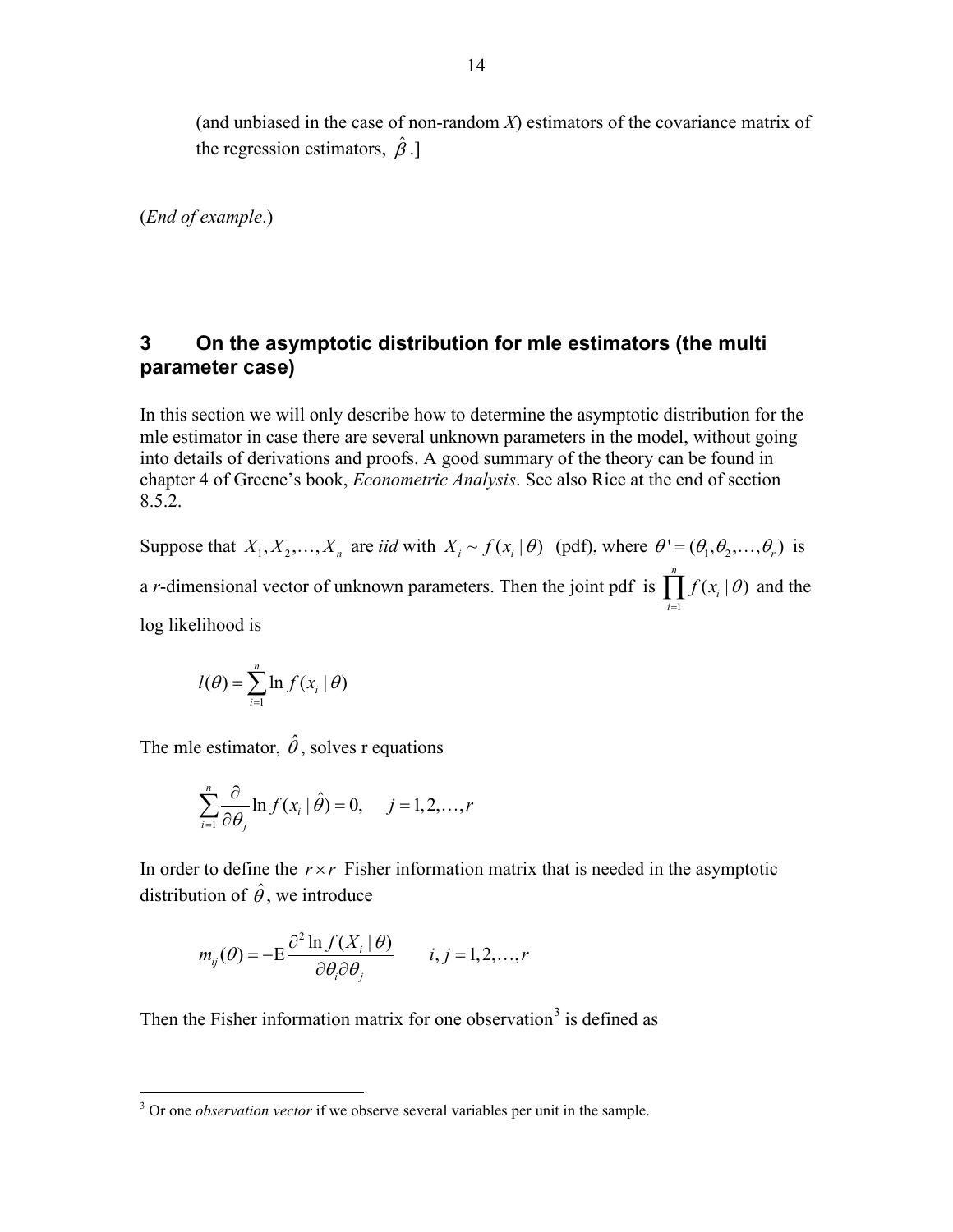(and unbiased in the case of non-random *X*) estimators of the covariance matrix of the regression estimators, $\hat{\beta}$.]

(*End of example*.)

## 3 On the asymptotic distribution for mle estimators (the multi parameter case)

In this section we will only describe how to determine the asymptotic distribution for the mle estimator in case there are several unknown parameters in the model, without going into details of derivations and proofs. A good summary of the theory can be found in chapter 4 of Greene's book, *Econometric Analysis*. See also Rice at the end of section 8.5.2.

Suppose that $X_1, X_2, \ldots, X_n$ are *iid* with $X_i \sim f(x_i \mid \theta)$ (pdf), where $\theta' = (\theta_1, \theta_2, \ldots, \theta_r)$ is a *r*-dimensional vector of unknown parameters. Then the joint pdf is $\prod_{i=1}^{n} f(x_i \mid \theta)$ and the log likelihood is

$$l(\theta) = \sum_{i=1}^{n} \ln f(x_i \mid \theta)$$

The mle estimator, $\hat{\theta}$, solves r equations

$$\sum_{i=1}^{n} \frac{\partial}{\partial \theta_j} \ln f(x_i \mid \hat{\theta}) = 0, \qquad j = 1, 2, \ldots, r$$

In order to define the $r \times r$ Fisher information matrix that is needed in the asymptotic distribution of $\hat{\theta}$, we introduce

$$m_{ij}(\theta) = -\mathrm{E} \frac{\partial^2 \ln f(X_i \mid \theta)}{\partial \theta_i \partial \theta_j} \qquad i, j = 1, 2, \ldots, r$$

Then the Fisher information matrix for one observation[3] is defined as

[3] Or one *observation vector* if we observe several variables per unit in the sample.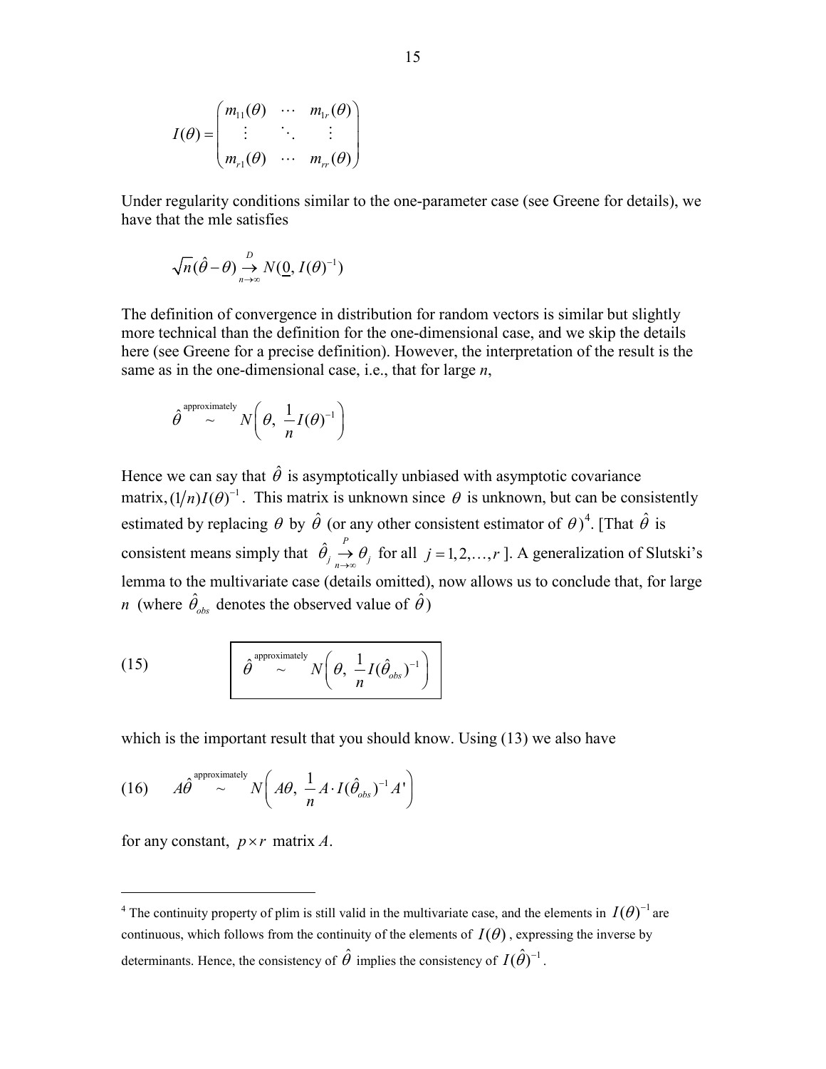$$I(\theta) = \begin{pmatrix} m_{11}(\theta) & \cdots & m_{1r}(\theta) \\ \vdots & \ddots & \vdots \\ m_{r1}(\theta) & \cdots & m_{rr}(\theta) \end{pmatrix}$$

Under regularity conditions similar to the one-parameter case (see Greene for details), we have that the mle satisfies

$$\sqrt{n}(\hat{\theta} - \theta) \underset{n \to \infty}{\overset{D}{\to}} N(\underline{0}, I(\theta)^{-1})$$

The definition of convergence in distribution for random vectors is similar but slightly more technical than the definition for the one-dimensional case, and we skip the details here (see Greene for a precise definition). However, the interpretation of the result is the same as in the one-dimensional case, i.e., that for large *n*,

$$\hat{\theta} \overset{\text{approximately}}{\sim} N\left( \theta, \frac{1}{n} I(\theta)^{-1} \right)$$

Hence we can say that $\hat{\theta}$ is asymptotically unbiased with asymptotic covariance matrix, $(1/n)I(\theta)^{-1}$. This matrix is unknown since $\theta$ is unknown, but can be consistently estimated by replacing $\theta$ by $\hat{\theta}$ (or any other consistent estimator of $\theta$)[4]. [That $\hat{\theta}$ is consistent means simply that $\hat{\theta}_j \underset{n \to \infty}{\overset{P}{\to}} \theta_j$ for all $j = 1, 2, \ldots, r$ ]. A generalization of Slutski's lemma to the multivariate case (details omitted), now allows us to conclude that, for large $n$ (where $\hat{\theta}_{obs}$ denotes the observed value of $\hat{\theta}$)

$$\text{(15)} \qquad \boxed{\hat{\theta} \overset{\text{approximately}}{\sim} N\left( \theta, \frac{1}{n} I(\hat{\theta}_{obs})^{-1} \right)}$$

which is the important result that you should know. Using (13) we also have

$$\text{(16)} \qquad A\hat{\theta} \overset{\text{approximately}}{\sim} N\left( A\theta, \frac{1}{n} A \cdot I(\hat{\theta}_{obs})^{-1} A' \right)$$

for any constant, $p \times r$ matrix $A$.

---

[4] The continuity property of plim is still valid in the multivariate case, and the elements in $I(\theta)^{-1}$ are continuous, which follows from the continuity of the elements of $I(\theta)$, expressing the inverse by determinants. Hence, the consistency of $\hat{\theta}$ implies the consistency of $I(\hat{\theta})^{-1}$.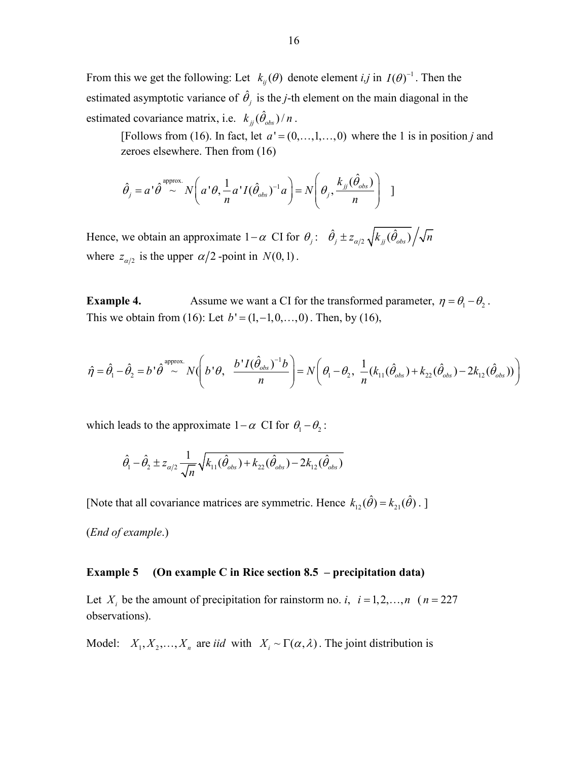From this we get the following: Let $k_{ij}(\theta)$ denote element *i,j* in $I(\theta)^{-1}$. Then the estimated asymptotic variance of $\hat{\theta}_j$ is the *j*-th element on the main diagonal in the estimated covariance matrix, i.e. $k_{jj}(\hat{\theta}_{obs})/n$.

> [Follows from (16). In fact, let $a' = (0,\ldots,1,\ldots,0)$ where the 1 is in position *j* and zeroes elsewhere. Then from (16)
>
> $$\hat{\theta}_j = a'\hat{\theta} \overset{\text{approx.}}{\sim} N\left(a'\theta, \frac{1}{n} a' I(\hat{\theta}_{obs})^{-1} a\right) = N\left(\theta_j, \frac{k_{jj}(\hat{\theta}_{obs})}{n}\right) \quad ]$$

Hence, we obtain an approximate $1-\alpha$ CI for $\theta_j$: $\hat{\theta}_j \pm z_{\alpha/2} \sqrt{k_{jj}(\hat{\theta}_{obs})} \Big/ \sqrt{n}$ where $z_{\alpha/2}$ is the upper $\alpha/2$-point in $N(0,1)$.

**Example 4.** Assume we want a CI for the transformed parameter, $\eta = \theta_1 - \theta_2$. This we obtain from (16): Let $b' = (1,-1,0,\ldots,0)$. Then, by (16),

$$\hat{\eta} = \hat{\theta}_1 - \hat{\theta}_2 = b'\hat{\theta} \overset{\text{approx.}}{\sim} N\left( b'\theta, \ \frac{b' I(\hat{\theta}_{obs})^{-1} b}{n}\right) = N\left(\theta_1 - \theta_2, \ \frac{1}{n}(k_{11}(\hat{\theta}_{obs}) + k_{22}(\hat{\theta}_{obs}) - 2k_{12}(\hat{\theta}_{obs}))\right)$$

which leads to the approximate $1-\alpha$ CI for $\theta_1 - \theta_2$:

$$\hat{\theta}_1 - \hat{\theta}_2 \pm z_{\alpha/2} \frac{1}{\sqrt{n}} \sqrt{k_{11}(\hat{\theta}_{obs}) + k_{22}(\hat{\theta}_{obs}) - 2k_{12}(\hat{\theta}_{obs})}$$

[Note that all covariance matrices are symmetric. Hence $k_{12}(\hat{\theta}) = k_{21}(\hat{\theta})$. ]

(*End of example*.)

**Example 5 (On example C in Rice section 8.5 – precipitation data)**

Let $X_i$ be the amount of precipitation for rainstorm no. *i*, $i = 1,2,\ldots,n$ ($n = 227$ observations).

Model: $X_1, X_2, \ldots, X_n$ are *iid* with $X_i \sim \Gamma(\alpha, \lambda)$. The joint distribution is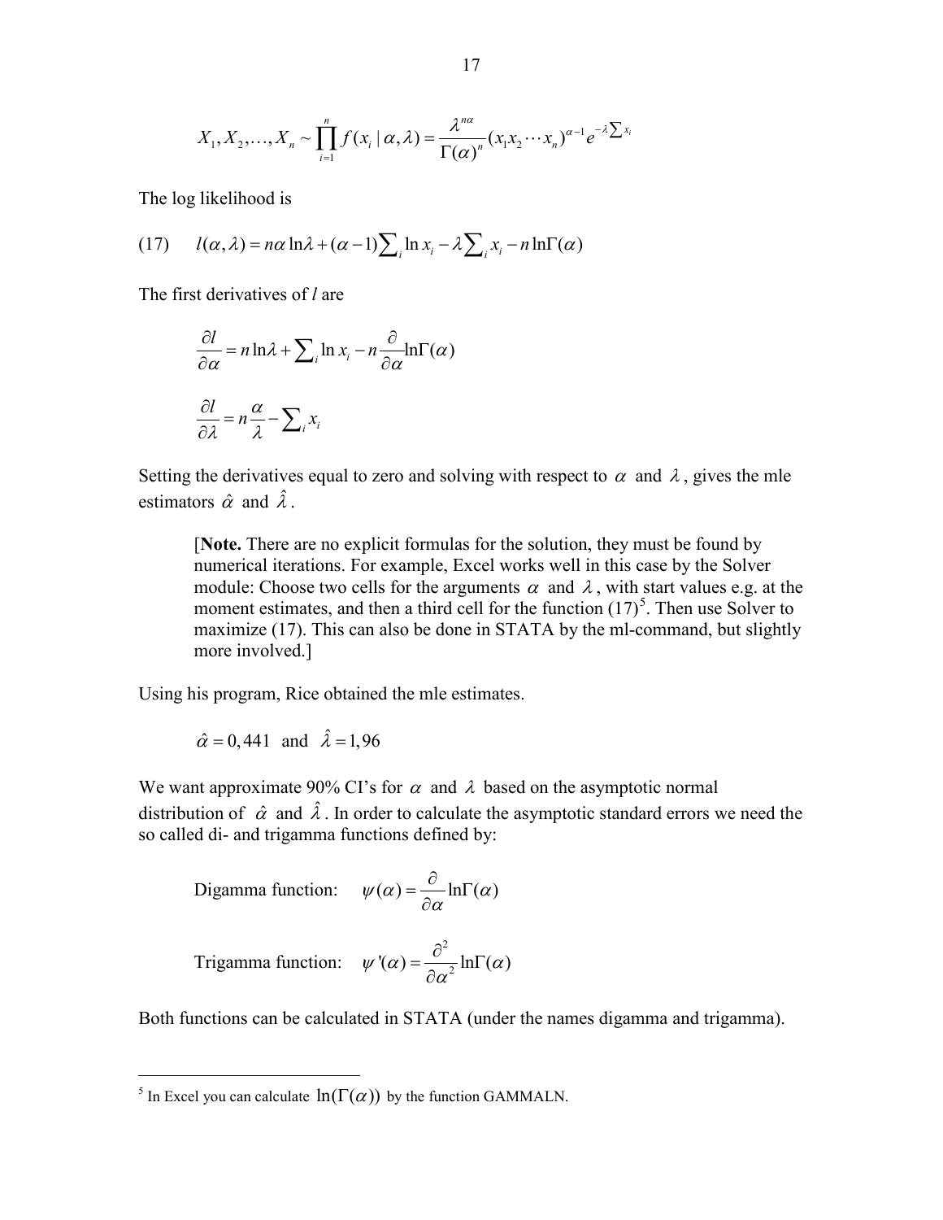$$X_1, X_2, \ldots, X_n \sim \prod_{i=1}^{n} f(x_i \mid \alpha, \lambda) = \frac{\lambda^{n\alpha}}{\Gamma(\alpha)^n}(x_1 x_2 \cdots x_n)^{\alpha-1} e^{-\lambda \sum x_i}$$

The log likelihood is

$$(17) \qquad l(\alpha, \lambda) = n\alpha \ln\lambda + (\alpha - 1)\sum_i \ln x_i - \lambda \sum_i x_i - n \ln\Gamma(\alpha)$$

The first derivatives of $l$ are

$$\frac{\partial l}{\partial \alpha} = n \ln\lambda + \sum_i \ln x_i - n \frac{\partial}{\partial \alpha} \ln\Gamma(\alpha)$$

$$\frac{\partial l}{\partial \lambda} = n \frac{\alpha}{\lambda} - \sum_i x_i$$

Setting the derivatives equal to zero and solving with respect to $\alpha$ and $\lambda$, gives the mle estimators $\hat{\alpha}$ and $\hat{\lambda}$.

> [**Note.** There are no explicit formulas for the solution, they must be found by numerical iterations. For example, Excel works well in this case by the Solver module: Choose two cells for the arguments $\alpha$ and $\lambda$, with start values e.g. at the moment estimates, and then a third cell for the function (17)[5]. Then use Solver to maximize (17). This can also be done in STATA by the ml-command, but slightly more involved.]

Using his program, Rice obtained the mle estimates.

$$\hat{\alpha} = 0,441 \quad \text{and} \quad \hat{\lambda} = 1,96$$

We want approximate 90% CI's for $\alpha$ and $\lambda$ based on the asymptotic normal distribution of $\hat{\alpha}$ and $\hat{\lambda}$. In order to calculate the asymptotic standard errors we need the so called di- and trigamma functions defined by:

Digamma function: $\quad \psi(\alpha) = \frac{\partial}{\partial \alpha} \ln\Gamma(\alpha)$

Trigamma function: $\quad \psi'(\alpha) = \frac{\partial^2}{\partial \alpha^2} \ln\Gamma(\alpha)$

Both functions can be calculated in STATA (under the names digamma and trigamma).

---

[5] In Excel you can calculate $\ln(\Gamma(\alpha))$ by the function GAMMALN.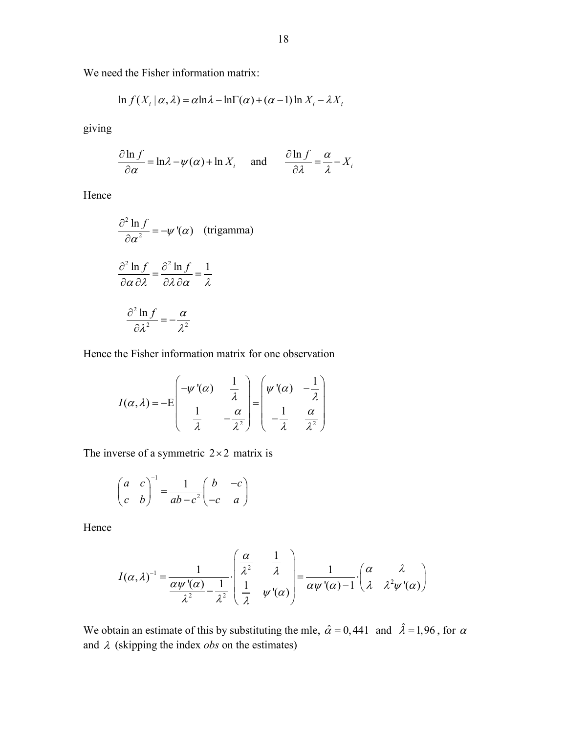We need the Fisher information matrix:

$$\ln f(X_i \mid \alpha, \lambda) = \alpha \ln \lambda - \ln \Gamma(\alpha) + (\alpha - 1)\ln X_i - \lambda X_i$$

giving

$$\frac{\partial \ln f}{\partial \alpha} = \ln \lambda - \psi(\alpha) + \ln X_i \quad \text{and} \quad \frac{\partial \ln f}{\partial \lambda} = \frac{\alpha}{\lambda} - X_i$$

Hence

$$\frac{\partial^2 \ln f}{\partial \alpha^2} = -\psi'(\alpha) \quad \text{(trigamma)}$$

$$\frac{\partial^2 \ln f}{\partial \alpha \, \partial \lambda} = \frac{\partial^2 \ln f}{\partial \lambda \, \partial \alpha} = \frac{1}{\lambda}$$

$$\frac{\partial^2 \ln f}{\partial \lambda^2} = -\frac{\alpha}{\lambda^2}$$

Hence the Fisher information matrix for one observation

$$I(\alpha, \lambda) = -\mathrm{E}\begin{pmatrix} -\psi'(\alpha) & \dfrac{1}{\lambda} \\ \dfrac{1}{\lambda} & -\dfrac{\alpha}{\lambda^2} \end{pmatrix} = \begin{pmatrix} \psi'(\alpha) & -\dfrac{1}{\lambda} \\ -\dfrac{1}{\lambda} & \dfrac{\alpha}{\lambda^2} \end{pmatrix}$$

The inverse of a symmetric $2 \times 2$ matrix is

$$\begin{pmatrix} a & c \\ c & b \end{pmatrix}^{-1} = \frac{1}{ab - c^2}\begin{pmatrix} b & -c \\ -c & a \end{pmatrix}$$

Hence

$$I(\alpha, \lambda)^{-1} = \frac{1}{\dfrac{\alpha \psi'(\alpha)}{\lambda^2} - \dfrac{1}{\lambda^2}} \cdot \begin{pmatrix} \dfrac{\alpha}{\lambda^2} & \dfrac{1}{\lambda} \\ \dfrac{1}{\lambda} & \psi'(\alpha) \end{pmatrix} = \frac{1}{\alpha \psi'(\alpha) - 1} \cdot \begin{pmatrix} \alpha & \lambda \\ \lambda & \lambda^2 \psi'(\alpha) \end{pmatrix}$$

We obtain an estimate of this by substituting the mle, $\hat{\alpha} = 0{,}441$ and $\hat{\lambda} = 1{,}96$, for $\alpha$ and $\lambda$ (skipping the index *obs* on the estimates)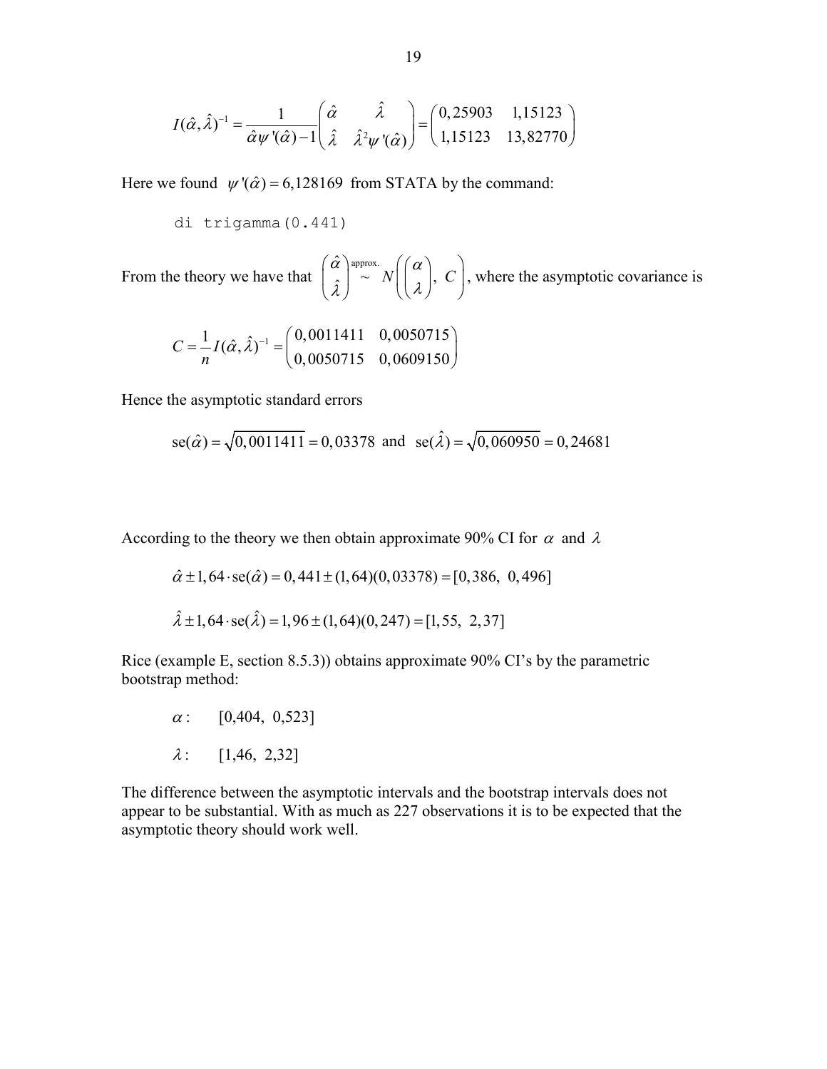$$I(\hat{\alpha},\hat{\lambda})^{-1} = \frac{1}{\hat{\alpha}\psi'(\hat{\alpha})-1}\begin{pmatrix} \hat{\alpha} & \hat{\lambda} \\ \hat{\lambda} & \hat{\lambda}^2\psi'(\hat{\alpha}) \end{pmatrix} = \begin{pmatrix} 0,25903 & 1,15123 \\ 1,15123 & 13,82770 \end{pmatrix}$$

Here we found $\psi'(\hat{\alpha}) = 6,128169$ from STATA by the command:

```
di trigamma(0.441)
```

From the theory we have that $\begin{pmatrix} \hat{\alpha} \\ \hat{\lambda} \end{pmatrix} \overset{\text{approx.}}{\sim} N\left(\begin{pmatrix} \alpha \\ \lambda \end{pmatrix},\ C\right)$, where the asymptotic covariance is

$$C = \frac{1}{n} I(\hat{\alpha},\hat{\lambda})^{-1} = \begin{pmatrix} 0,0011411 & 0,0050715 \\ 0,0050715 & 0,0609150 \end{pmatrix}$$

Hence the asymptotic standard errors

$$\text{se}(\hat{\alpha}) = \sqrt{0,0011411} = 0,03378 \text{ and } \text{se}(\hat{\lambda}) = \sqrt{0,060950} = 0,24681$$

According to the theory we then obtain approximate 90% CI for $\alpha$ and $\lambda$

$$\hat{\alpha} \pm 1,64 \cdot \text{se}(\hat{\alpha}) = 0,441 \pm (1,64)(0,03378) = [0,386,\ 0,496]$$

$$\hat{\lambda} \pm 1,64 \cdot \text{se}(\hat{\lambda}) = 1,96 \pm (1,64)(0,247) = [1,55,\ 2,37]$$

Rice (example E, section 8.5.3)) obtains approximate 90% CI's by the parametric bootstrap method:

$\alpha$: [0,404, 0,523]

$\lambda$: [1,46, 2,32]

The difference between the asymptotic intervals and the bootstrap intervals does not appear to be substantial. With as much as 227 observations it is to be expected that the asymptotic theory should work well.